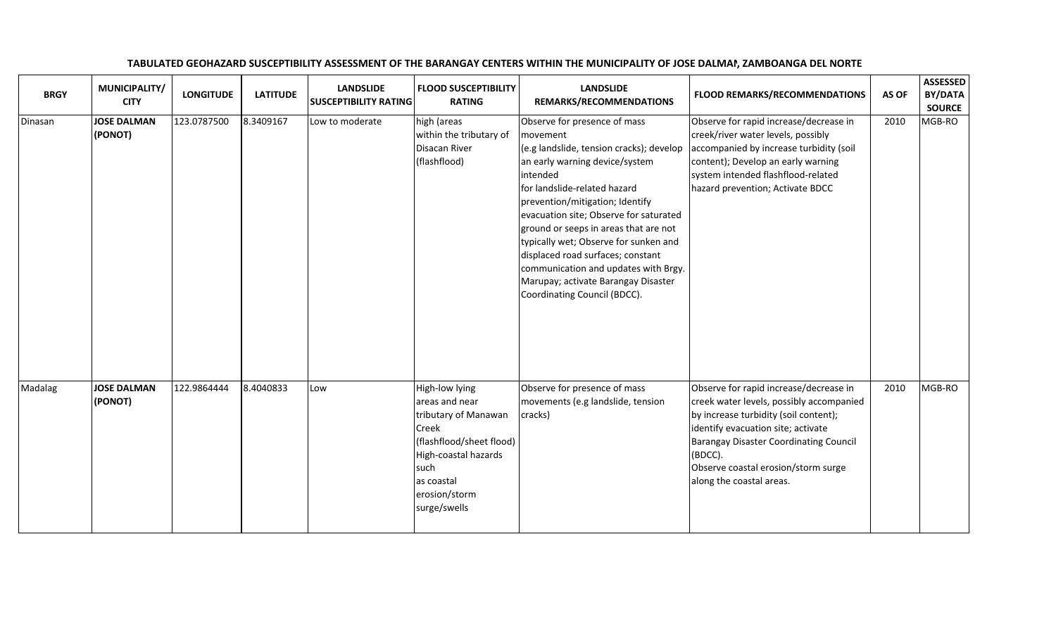**TABULATED GEOHAZARD SUSCEPTIBILITY ASSESSMENT OF THE BARANGAY CENTERS WITHIN THE MUNICIPALITY OF JOSE DALMAN, ZAMBOANGA DEL NORTE**

| BRGY | MUNICIPALITY/ CITY | LONGITUDE | LATITUDE | LANDSLIDE SUSCEPTIBILITY RATING | FLOOD SUSCEPTIBILITY RATING | LANDSLIDE REMARKS/RECOMMENDATIONS | FLOOD REMARKS/RECOMMENDATIONS | AS OF | ASSESSED BY/DATA SOURCE |
|---|---|---|---|---|---|---|---|---|---|
| Dinasan | **JOSE DALMAN (PONOT)** | 123.0787500 | 8.3409167 | Low to moderate | high (areas within the tributary of Disacan River (flashflood) | Observe for presence of mass movement (e.g landslide, tension cracks); develop an early warning device/system intended for landslide-related hazard prevention/mitigation; Identify evacuation site; Observe for saturated ground or seeps in areas that are not typically wet; Observe for sunken and displaced road surfaces; constant communication and updates with Brgy. Marupay; activate Barangay Disaster Coordinating Council (BDCC). | Observe for rapid increase/decrease in creek/river water levels, possibly accompanied by increase turbidity (soil content); Develop an early warning system intended flashflood-related hazard prevention; Activate BDCC | 2010 | MGB-RO |
| Madalag | **JOSE DALMAN (PONOT)** | 122.9864444 | 8.4040833 | Low | High-low lying areas and near tributary of Manawan Creek (flashflood/sheet flood) High-coastal hazards such as coastal erosion/storm surge/swells | Observe for presence of mass movements (e.g landslide, tension cracks) | Observe for rapid increase/decrease in creek water levels, possibly accompanied by increase turbidity (soil content); identify evacuation site; activate Barangay Disaster Coordinating Council (BDCC). Observe coastal erosion/storm surge along the coastal areas. | 2010 | MGB-RO |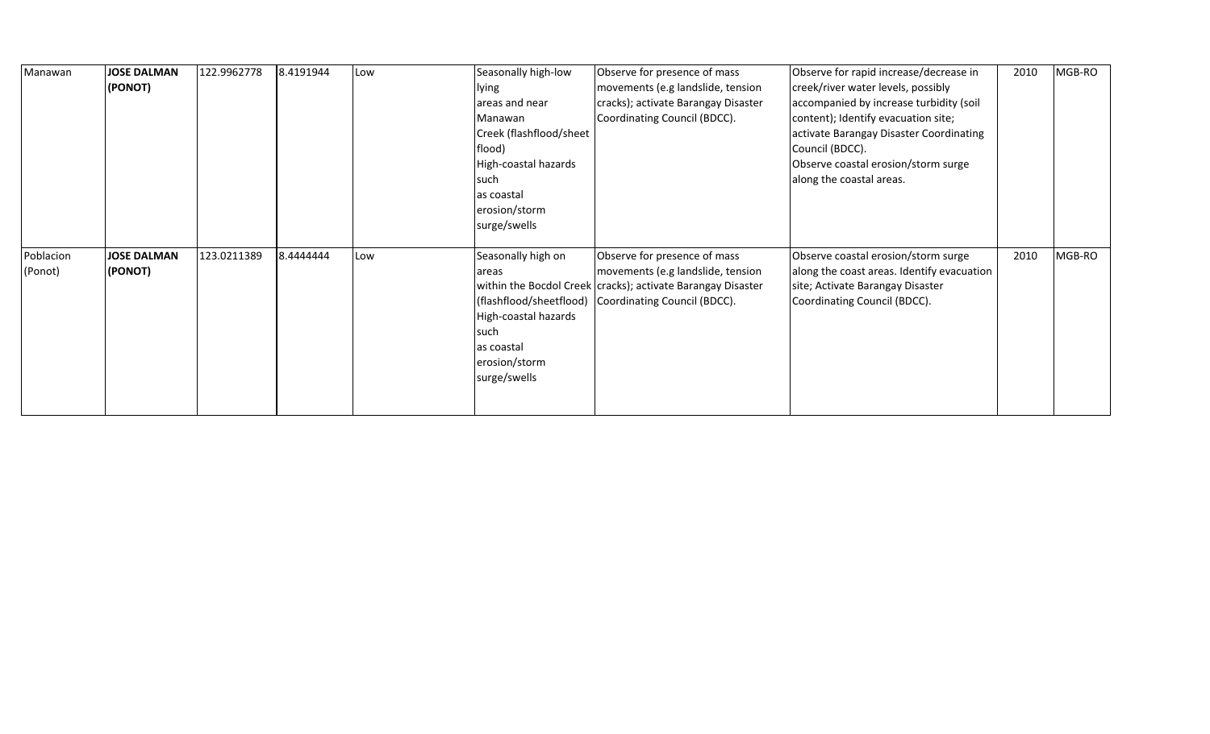| | | | | | | | | | |
|---|---|---|---|---|---|---|---|---|---|
| Manawan | **JOSE DALMAN (PONOT)** | 122.9962778 | 8.4191944 | Low | Seasonally high-low lying areas and near Manawan Creek (flashflood/sheet flood) High-coastal hazards such as coastal erosion/storm surge/swells | Observe for presence of mass movements (e.g landslide, tension cracks); activate Barangay Disaster Coordinating Council (BDCC). | Observe for rapid increase/decrease in creek/river water levels, possibly accompanied by increase turbidity (soil content); Identify evacuation site; activate Barangay Disaster Coordinating Council (BDCC). Observe coastal erosion/storm surge along the coastal areas. | 2010 | MGB-RO |
| Poblacion (Ponot) | **JOSE DALMAN (PONOT)** | 123.0211389 | 8.4444444 | Low | Seasonally high on areas within the Bocdol Creek (flashflood/sheetflood) High-coastal hazards such as coastal erosion/storm surge/swells | Observe for presence of mass movements (e.g landslide, tension cracks); activate Barangay Disaster Coordinating Council (BDCC). | Observe coastal erosion/storm surge along the coast areas. Identify evacuation site; Activate Barangay Disaster Coordinating Council (BDCC). | 2010 | MGB-RO |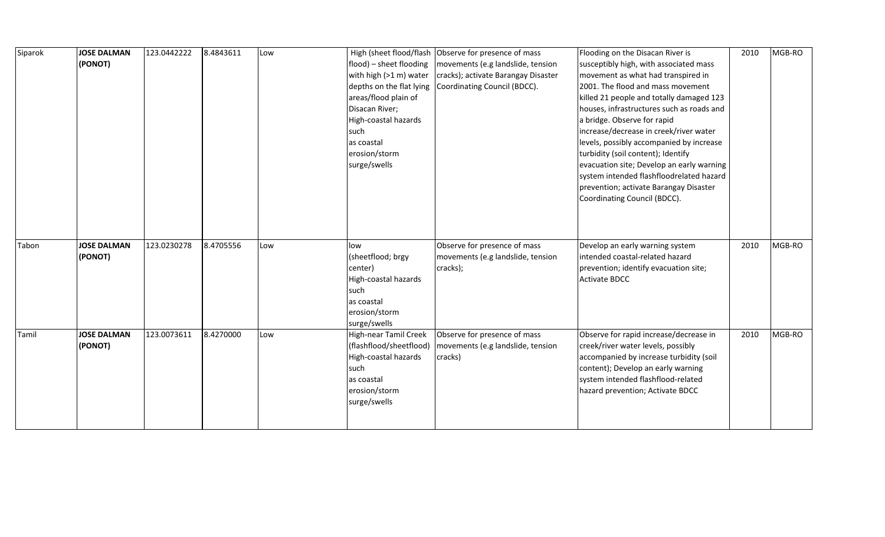| | | | | | | | | | |
|---|---|---|---|---|---|---|---|---|---|
| Siparok | **JOSE DALMAN (PONOT)** | 123.0442222 | 8.4843611 | Low | High (sheet flood/flash flood) – sheet flooding with high (>1 m) water depths on the flat lying areas/flood plain of Disacan River; High-coastal hazards such as coastal erosion/storm surge/swells | Observe for presence of mass movements (e.g landslide, tension cracks); activate Barangay Disaster Coordinating Council (BDCC). | Flooding on the Disacan River is susceptibly high, with associated mass movement as what had transpired in 2001. The flood and mass movement killed 21 people and totally damaged 123 houses, infrastructures such as roads and a bridge. Observe for rapid increase/decrease in creek/river water levels, possibly accompanied by increase turbidity (soil content); Identify evacuation site; Develop an early warning system intended flashfloodrelated hazard prevention; activate Barangay Disaster Coordinating Council (BDCC). | 2010 | MGB-RO |
| Tabon | **JOSE DALMAN (PONOT)** | 123.0230278 | 8.4705556 | Low | low (sheetflood; brgy center) High-coastal hazards such as coastal erosion/storm surge/swells | Observe for presence of mass movements (e.g landslide, tension cracks); | Develop an early warning system intended coastal-related hazard prevention; identify evacuation site; Activate BDCC | 2010 | MGB-RO |
| Tamil | **JOSE DALMAN (PONOT)** | 123.0073611 | 8.4270000 | Low | High-near Tamil Creek (flashflood/sheetflood) High-coastal hazards such as coastal erosion/storm surge/swells | Observe for presence of mass movements (e.g landslide, tension cracks) | Observe for rapid increase/decrease in creek/river water levels, possibly accompanied by increase turbidity (soil content); Develop an early warning system intended flashflood-related hazard prevention; Activate BDCC | 2010 | MGB-RO |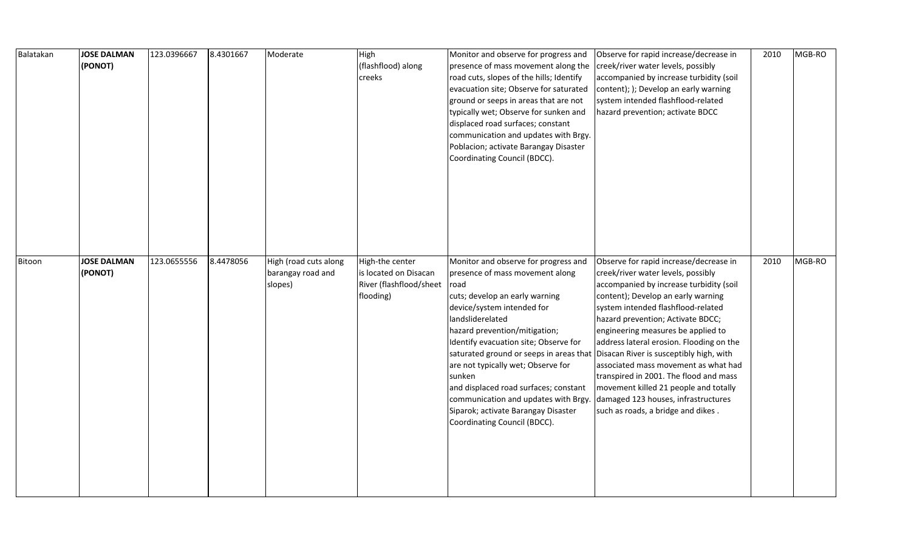| Balatakan | **JOSE DALMAN (PONOT)** | 123.0396667 | 8.4301667 | Moderate | High (flashflood) along creeks | Monitor and observe for progress and presence of mass movement along the road cuts, slopes of the hills; Identify evacuation site; Observe for saturated ground or seeps in areas that are not typically wet; Observe for sunken and displaced road surfaces; constant communication and updates with Brgy. Poblacion; activate Barangay Disaster Coordinating Council (BDCC). | Observe for rapid increase/decrease in creek/river water levels, possibly accompanied by increase turbidity (soil content); ); Develop an early warning system intended flashflood-related hazard prevention; activate BDCC | 2010 | MGB-RO |
|---|---|---|---|---|---|---|---|---|---|
| Bitoon | **JOSE DALMAN (PONOT)** | 123.0655556 | 8.4478056 | High (road cuts along barangay road and slopes) | High-the center is located on Disacan River (flashflood/sheet flooding) | Monitor and observe for progress and presence of mass movement along road cuts; develop an early warning device/system intended for landsliderelated hazard prevention/mitigation; Identify evacuation site; Observe for saturated ground or seeps in areas that are not typically wet; Observe for sunken and displaced road surfaces; constant communication and updates with Brgy. Siparok; activate Barangay Disaster Coordinating Council (BDCC). | Observe for rapid increase/decrease in creek/river water levels, possibly accompanied by increase turbidity (soil content); Develop an early warning system intended flashflood-related hazard prevention; Activate BDCC; engineering measures be applied to address lateral erosion. Flooding on the Disacan River is susceptibly high, with associated mass movement as what had transpired in 2001. The flood and mass movement killed 21 people and totally damaged 123 houses, infrastructures such as roads, a bridge and dikes . | 2010 | MGB-RO |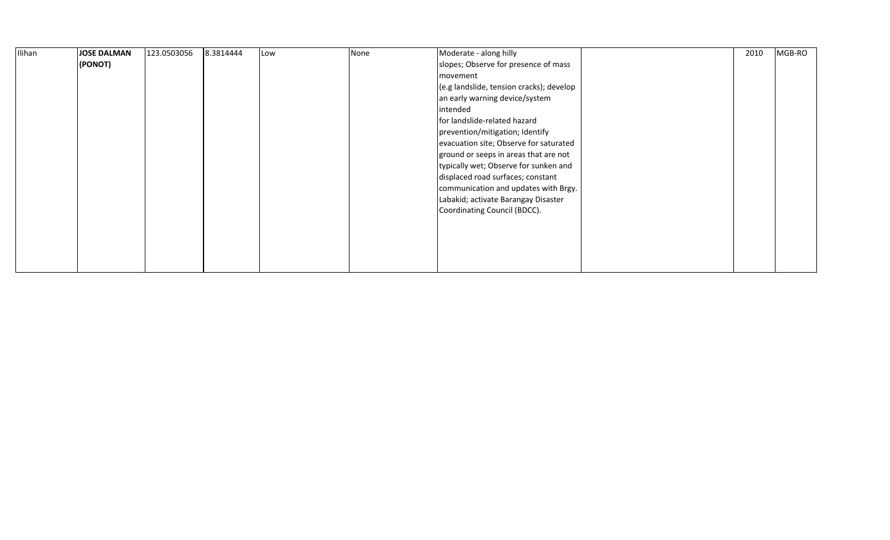| | | | | | | | | | |
|---|---|---|---|---|---|---|---|---|---|
| Ilihan | **JOSE DALMAN (PONOT)** | 123.0503056 | 8.3814444 | Low | None | Moderate - along hilly slopes; Observe for presence of mass movement (e.g landslide, tension cracks); develop an early warning device/system intended for landslide-related hazard prevention/mitigation; Identify evacuation site; Observe for saturated ground or seeps in areas that are not typically wet; Observe for sunken and displaced road surfaces; constant communication and updates with Brgy. Labakid; activate Barangay Disaster Coordinating Council (BDCC). | | 2010 | MGB-RO |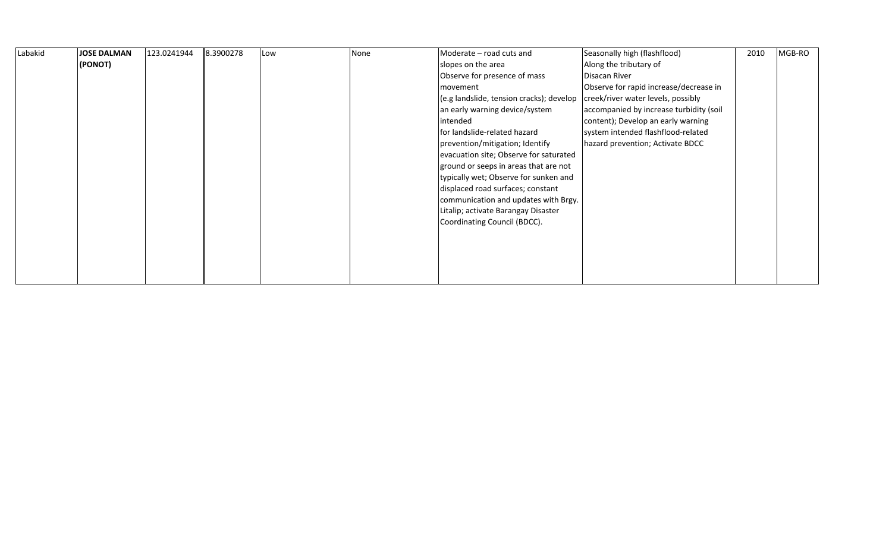| | | | | | | | | | |
|---|---|---|---|---|---|---|---|---|---|
| Labakid | **JOSE DALMAN (PONOT)** | 123.0241944 | 8.3900278 | Low | None | Moderate – road cuts and slopes on the area Observe for presence of mass movement (e.g landslide, tension cracks); develop an early warning device/system intended for landslide-related hazard prevention/mitigation; Identify evacuation site; Observe for saturated ground or seeps in areas that are not typically wet; Observe for sunken and displaced road surfaces; constant communication and updates with Brgy. Litalip; activate Barangay Disaster Coordinating Council (BDCC). | Seasonally high (flashflood) Along the tributary of Disacan River Observe for rapid increase/decrease in creek/river water levels, possibly accompanied by increase turbidity (soil content); Develop an early warning system intended flashflood-related hazard prevention; Activate BDCC | 2010 | MGB-RO |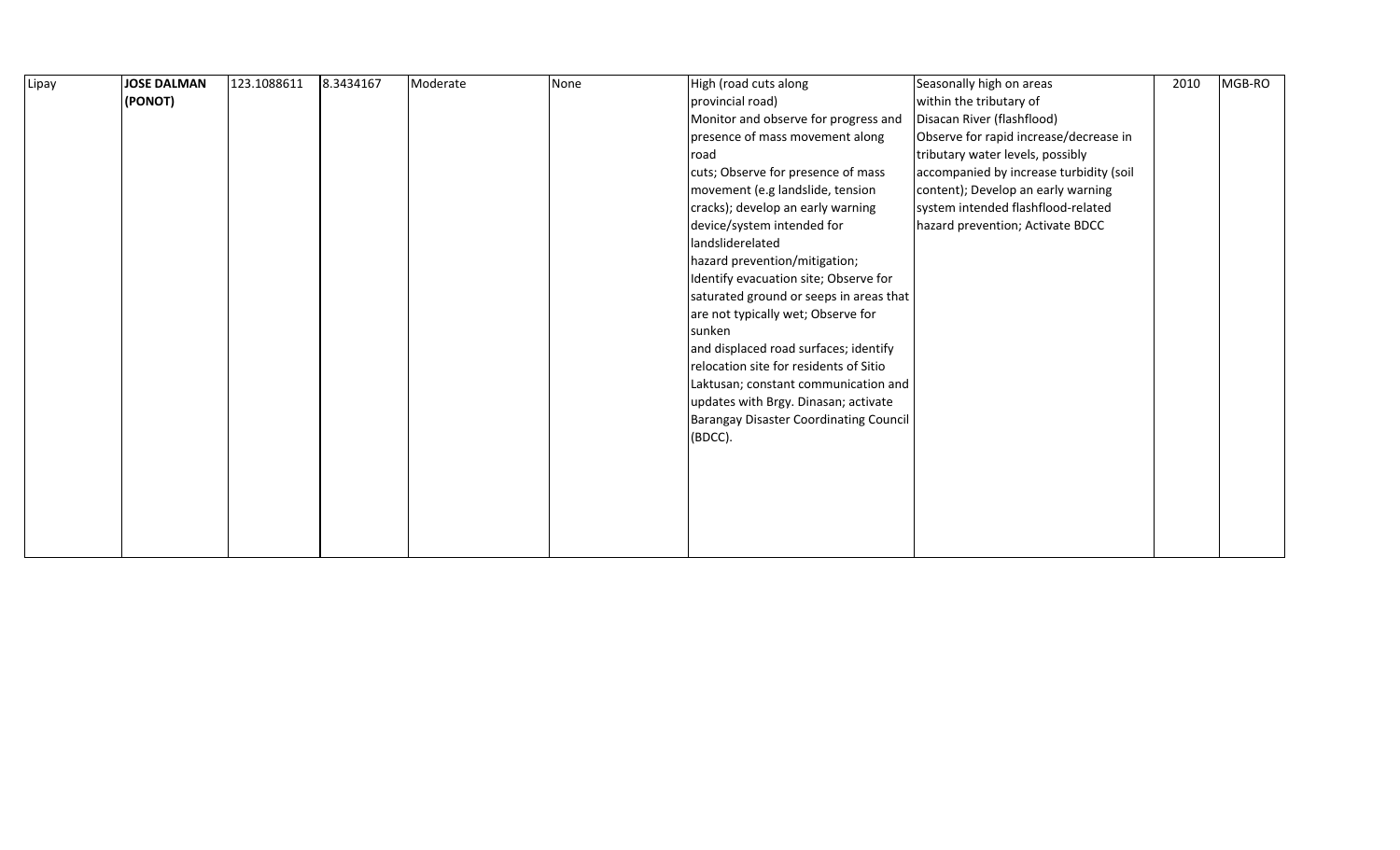| | | | | | | | | | |
|---|---|---|---|---|---|---|---|---|---|
| Lipay | **JOSE DALMAN (PONOT)** | 123.1088611 | 8.3434167 | Moderate | None | High (road cuts along provincial road) Monitor and observe for progress and presence of mass movement along road cuts; Observe for presence of mass movement (e.g landslide, tension cracks); develop an early warning device/system intended for landsliderelated hazard prevention/mitigation; Identify evacuation site; Observe for saturated ground or seeps in areas that are not typically wet; Observe for sunken and displaced road surfaces; identify relocation site for residents of Sitio Laktusan; constant communication and updates with Brgy. Dinasan; activate Barangay Disaster Coordinating Council (BDCC). | Seasonally high on areas within the tributary of Disacan River (flashflood) Observe for rapid increase/decrease in tributary water levels, possibly accompanied by increase turbidity (soil content); Develop an early warning system intended flashflood-related hazard prevention; Activate BDCC | 2010 | MGB-RO |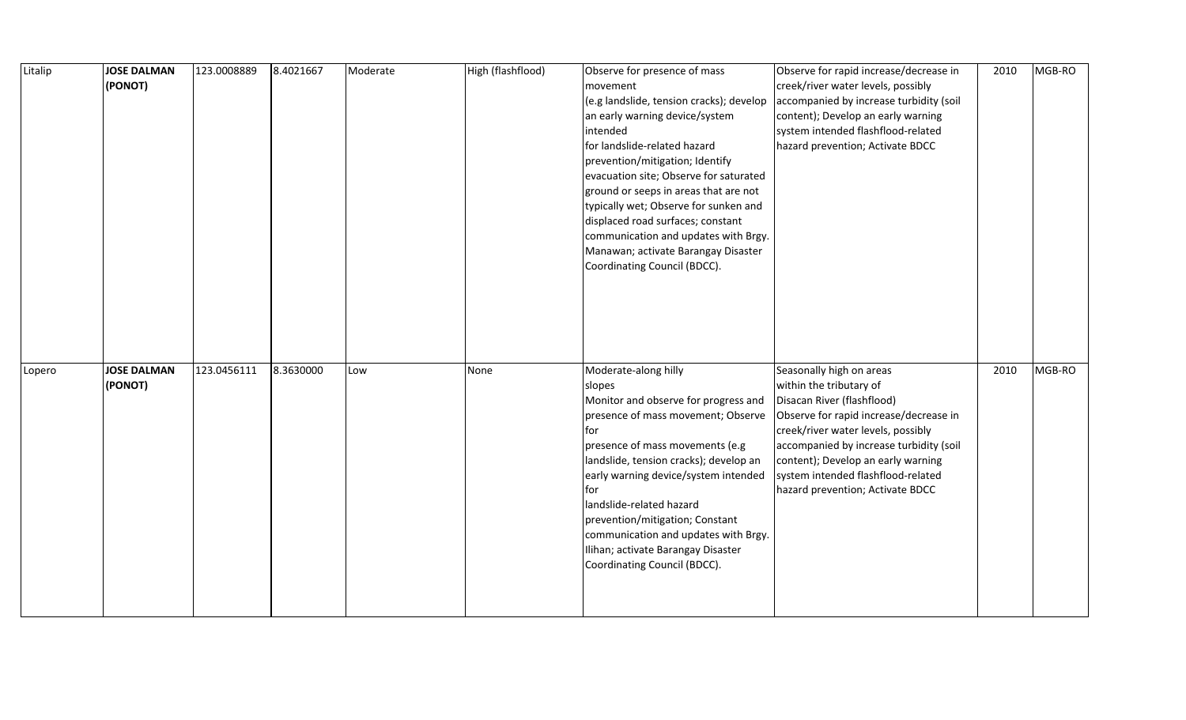| | | | | | | | | | |
|---|---|---|---|---|---|---|---|---|---|
| Litalip | **JOSE DALMAN (PONOT)** | 123.0008889 | 8.4021667 | Moderate | High (flashflood) | Observe for presence of mass movement (e.g landslide, tension cracks); develop an early warning device/system intended for landslide-related hazard prevention/mitigation; Identify evacuation site; Observe for saturated ground or seeps in areas that are not typically wet; Observe for sunken and displaced road surfaces; constant communication and updates with Brgy. Manawan; activate Barangay Disaster Coordinating Council (BDCC). | Observe for rapid increase/decrease in creek/river water levels, possibly accompanied by increase turbidity (soil content); Develop an early warning system intended flashflood-related hazard prevention; Activate BDCC | 2010 | MGB-RO |
| Lopero | **JOSE DALMAN (PONOT)** | 123.0456111 | 8.3630000 | Low | None | Moderate-along hilly slopes Monitor and observe for progress and presence of mass movement; Observe for presence of mass movements (e.g landslide, tension cracks); develop an early warning device/system intended for landslide-related hazard prevention/mitigation; Constant communication and updates with Brgy. Ilihan; activate Barangay Disaster Coordinating Council (BDCC). | Seasonally high on areas within the tributary of Disacan River (flashflood) Observe for rapid increase/decrease in creek/river water levels, possibly accompanied by increase turbidity (soil content); Develop an early warning system intended flashflood-related hazard prevention; Activate BDCC | 2010 | MGB-RO |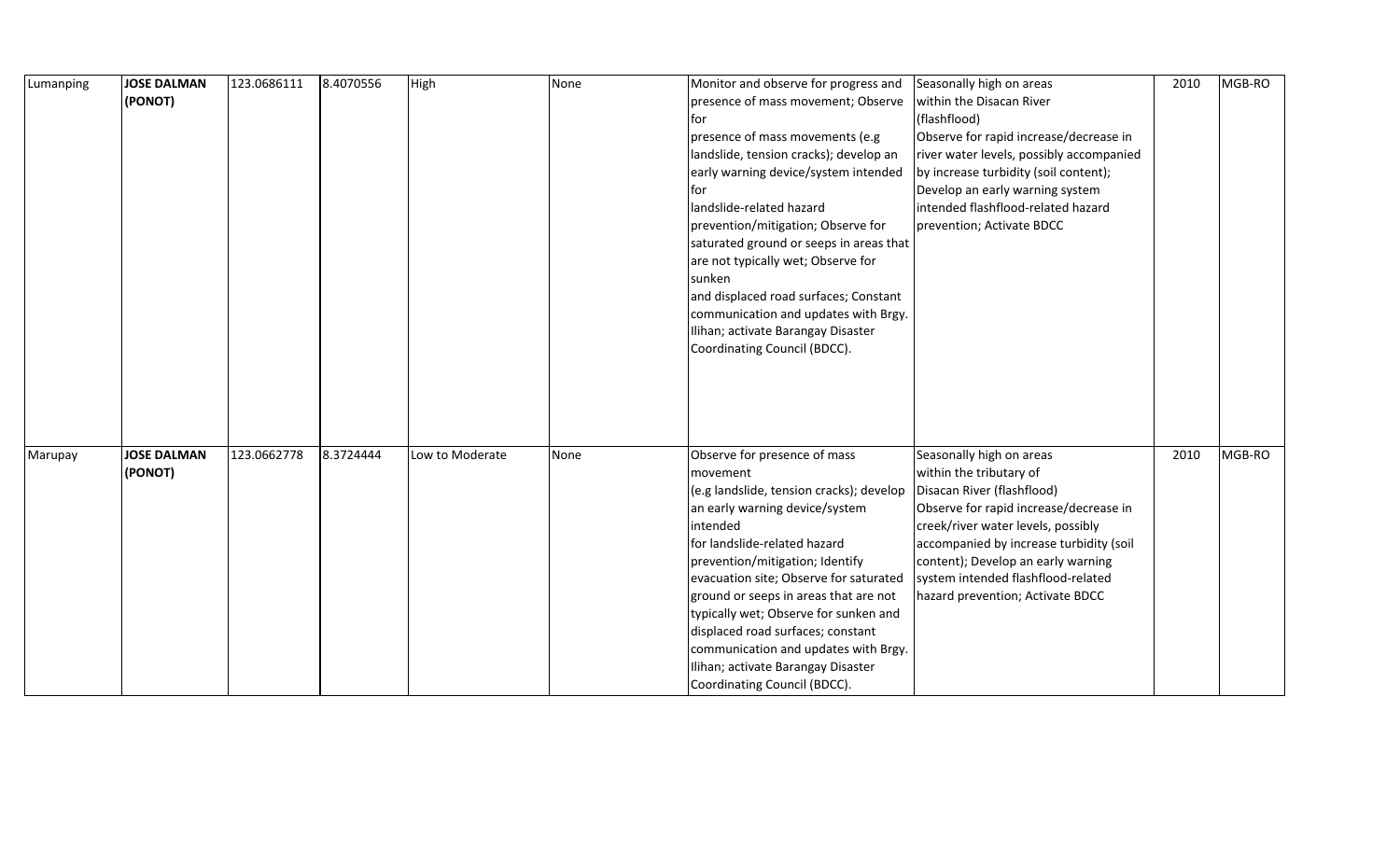| | | | | | | | | | |
|---|---|---|---|---|---|---|---|---|---|
| Lumanping | **JOSE DALMAN (PONOT)** | 123.0686111 | 8.4070556 | High | None | Monitor and observe for progress and presence of mass movement; Observe for presence of mass movements (e.g landslide, tension cracks); develop an early warning device/system intended for landslide-related hazard prevention/mitigation; Observe for saturated ground or seeps in areas that are not typically wet; Observe for sunken and displaced road surfaces; Constant communication and updates with Brgy. Ilihan; activate Barangay Disaster Coordinating Council (BDCC). | Seasonally high on areas within the Disacan River (flashflood) Observe for rapid increase/decrease in river water levels, possibly accompanied by increase turbidity (soil content); Develop an early warning system intended flashflood-related hazard prevention; Activate BDCC | 2010 | MGB-RO |
| Marupay | **JOSE DALMAN (PONOT)** | 123.0662778 | 8.3724444 | Low to Moderate | None | Observe for presence of mass movement (e.g landslide, tension cracks); develop an early warning device/system intended for landslide-related hazard prevention/mitigation; Identify evacuation site; Observe for saturated ground or seeps in areas that are not typically wet; Observe for sunken and displaced road surfaces; constant communication and updates with Brgy. Ilihan; activate Barangay Disaster Coordinating Council (BDCC). | Seasonally high on areas within the tributary of Disacan River (flashflood) Observe for rapid increase/decrease in creek/river water levels, possibly accompanied by increase turbidity (soil content); Develop an early warning system intended flashflood-related hazard prevention; Activate BDCC | 2010 | MGB-RO |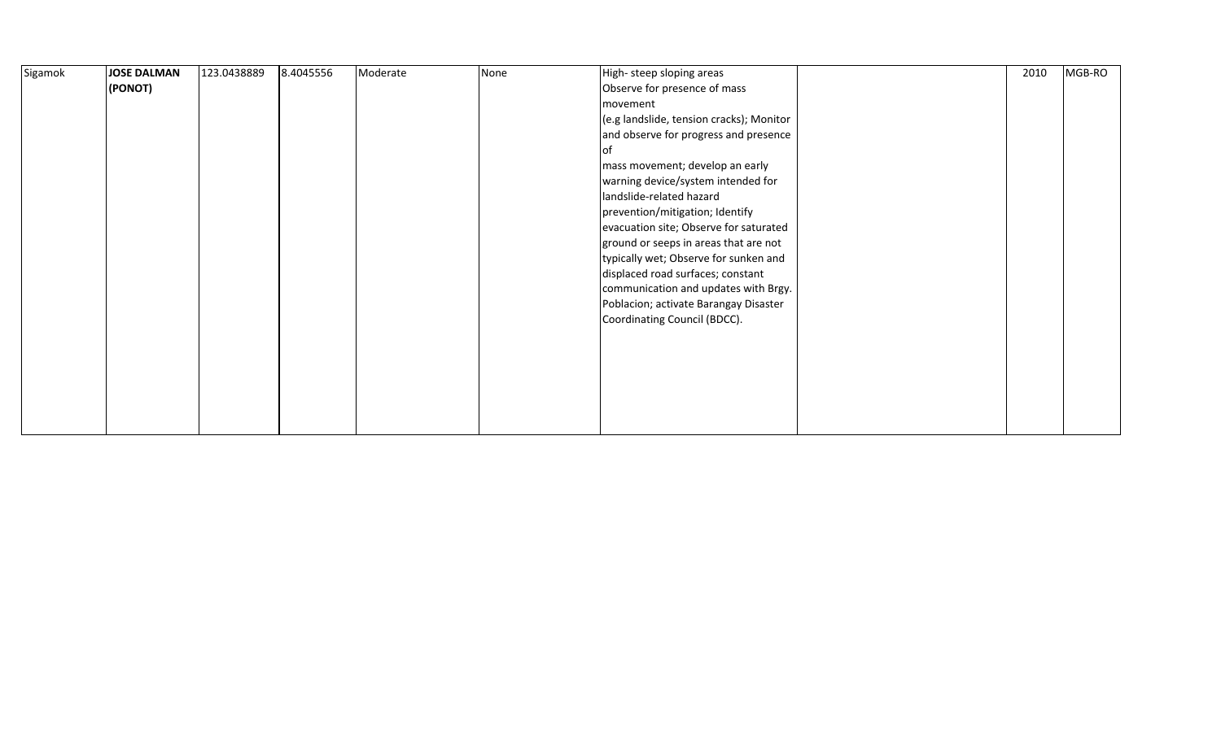| Sigamok | **JOSE DALMAN (PONOT)** | 123.0438889 | 8.4045556 | Moderate | None | High- steep sloping areas Observe for presence of mass movement (e.g landslide, tension cracks); Monitor and observe for progress and presence of mass movement; develop an early warning device/system intended for landslide-related hazard prevention/mitigation; Identify evacuation site; Observe for saturated ground or seeps in areas that are not typically wet; Observe for sunken and displaced road surfaces; constant communication and updates with Brgy. Poblacion; activate Barangay Disaster Coordinating Council (BDCC). | | 2010 | MGB-RO |
|---|---|---|---|---|---|---|---|---|---|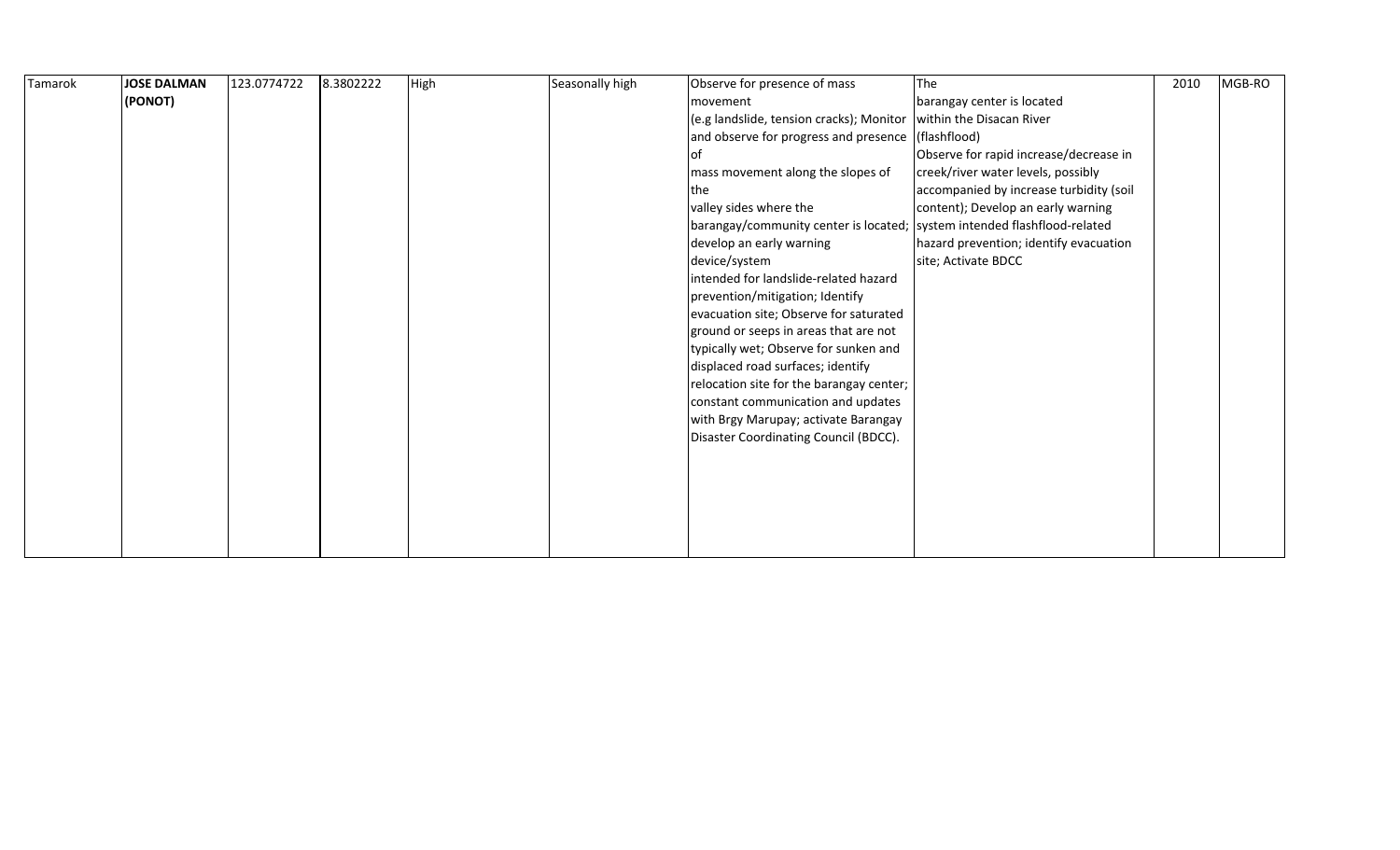| | | | | | | | | | |
|---|---|---|---|---|---|---|---|---|---|
| Tamarok | **JOSE DALMAN (PONOT)** | 123.0774722 | 8.3802222 | High | Seasonally high | Observe for presence of mass movement (e.g landslide, tension cracks); Monitor and observe for progress and presence of mass movement along the slopes of the valley sides where the barangay/community center is located; develop an early warning device/system intended for landslide-related hazard prevention/mitigation; Identify evacuation site; Observe for saturated ground or seeps in areas that are not typically wet; Observe for sunken and displaced road surfaces; identify relocation site for the barangay center; constant communication and updates with Brgy Marupay; activate Barangay Disaster Coordinating Council (BDCC). | The barangay center is located within the Disacan River (flashflood) Observe for rapid increase/decrease in creek/river water levels, possibly accompanied by increase turbidity (soil content); Develop an early warning system intended flashflood-related hazard prevention; identify evacuation site; Activate BDCC | 2010 | MGB-RO |